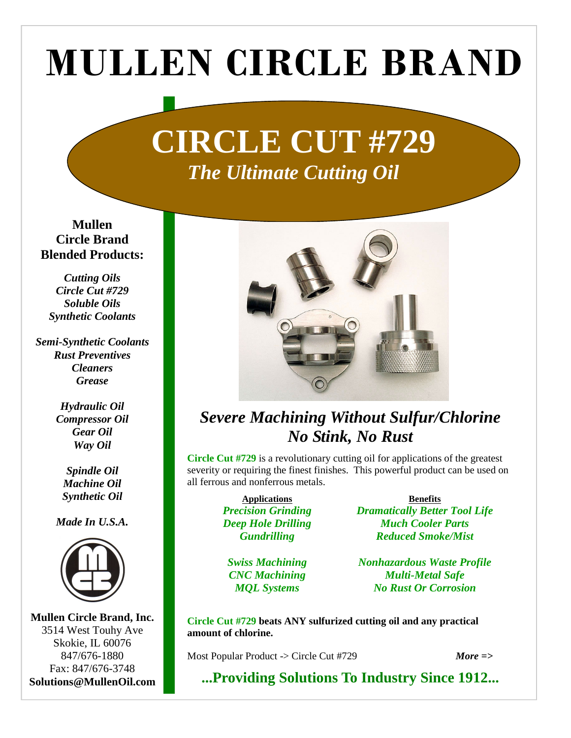# MULLEN CIRCLE BRAND

## CIRCLE CUT #729

*The Ultimate Cutting Oil*

### Severe Machining Without Sulfur/Chlorine
### No Stink, No Rust

**Circle Cut #729** is a revolutionary cutting oil for applications of the greatest severity or requiring the finest finishes. This powerful product can be used on all ferrous and nonferrous metals.

| Applications | Benefits |
|---|---|
| *Precision Grinding* | *Dramatically Better Tool Life* |
| *Deep Hole Drilling* | *Much Cooler Parts* |
| *Gundrilling* | *Reduced Smoke/Mist* |
| *Swiss Machining* | *Nonhazardous Waste Profile* |
| *CNC Machining* | *Multi-Metal Safe* |
| *MQL Systems* | *No Rust Or Corrosion* |

**Circle Cut #729 beats ANY sulfurized cutting oil and any practical amount of chlorine.**

Most Popular Product -> Circle Cut #729 ***More =>***

**...Providing Solutions To Industry Since 1912...**

**Mullen Circle Brand Blended Products:**

*Cutting Oils*
*Circle Cut #729*
*Soluble Oils*
*Synthetic Coolants*

*Semi-Synthetic Coolants*
*Rust Preventives*
*Cleaners*
*Grease*

*Hydraulic Oil*
*Compressor Oil*
*Gear Oil*
*Way Oil*

*Spindle Oil*
*Machine Oil*
*Synthetic Oil*

*Made In U.S.A.*

**Mullen Circle Brand, Inc.**
3514 West Touhy Ave
Skokie, IL 60076
847/676-1880
Fax: 847/676-3748
**Solutions@MullenOil.com**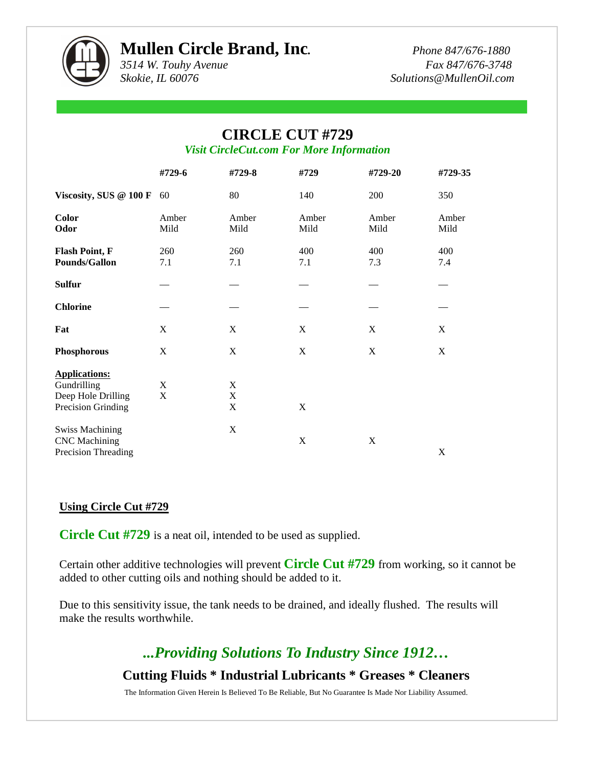# Mullen Circle Brand, Inc.

*3514 W. Touhy Avenue*
*Skokie, IL 60076*

*Phone 847/676-1880*
*Fax 847/676-3748*
*Solutions@MullenOil.com*

## CIRCLE CUT #729

***Visit CircleCut.com For More Information***

| | #729-6 | #729-8 | #729 | #729-20 | #729-35 |
|---|---|---|---|---|---|
| **Viscosity, SUS @ 100 F** | 60 | 80 | 140 | 200 | 350 |
| **Color** | Amber | Amber | Amber | Amber | Amber |
| **Odor** | Mild | Mild | Mild | Mild | Mild |
| **Flash Point, F** | 260 | 260 | 400 | 400 | 400 |
| **Pounds/Gallon** | 7.1 | 7.1 | 7.1 | 7.3 | 7.4 |
| **Sulfur** | — | — | — | — | — |
| **Chlorine** | — | — | — | — | — |
| **Fat** | X | X | X | X | X |
| **Phosphorous** | X | X | X | X | X |
| **Applications:** | | | | | |
| Gundrilling | X | X | | | |
| Deep Hole Drilling | X | X | | | |
| Precision Grinding | | X | X | | |
| Swiss Machining | | X | | | |
| CNC Machining | | | X | X | |
| Precision Threading | | | | | X |

### Using Circle Cut #729

**Circle Cut #729** is a neat oil, intended to be used as supplied.

Certain other additive technologies will prevent **Circle Cut #729** from working, so it cannot be added to other cutting oils and nothing should be added to it.

Due to this sensitivity issue, the tank needs to be drained, and ideally flushed. The results will make the results worthwhile.

***...Providing Solutions To Industry Since 1912…***

**Cutting Fluids * Industrial Lubricants * Greases * Cleaners**

The Information Given Herein Is Believed To Be Reliable, But No Guarantee Is Made Nor Liability Assumed.